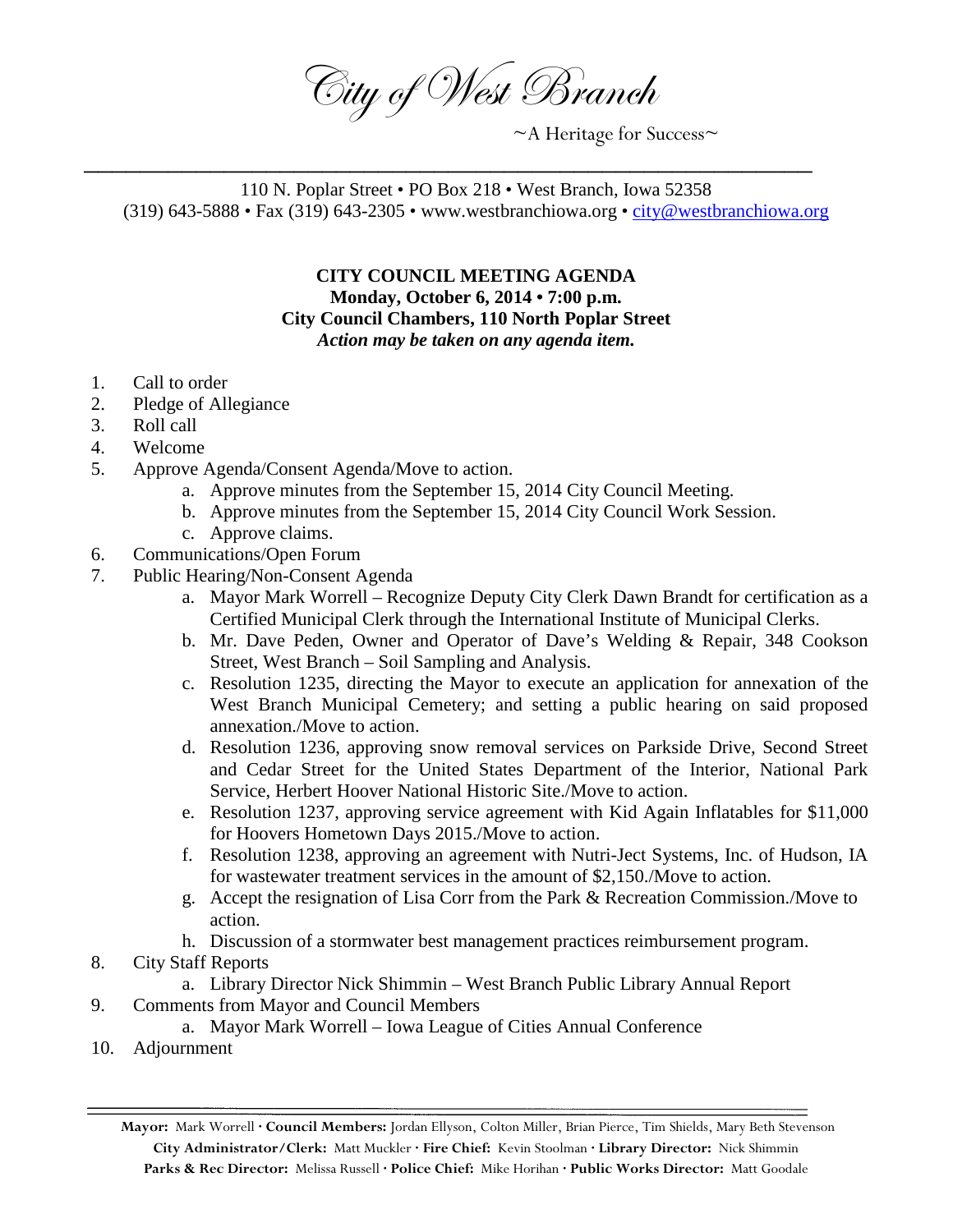# City of West Branch

~A Heritage for Success~

110 N. Poplar Street • PO Box 218 • West Branch, Iowa 52358
(319) 643-5888 • Fax (319) 643-2305 • www.westbranchiowa.org • city@westbranchiowa.org

**CITY COUNCIL MEETING AGENDA**
**Monday, October 6, 2014 • 7:00 p.m.**
**City Council Chambers, 110 North Poplar Street**
***Action may be taken on any agenda item.***

1. Call to order
2. Pledge of Allegiance
3. Roll call
4. Welcome
5. Approve Agenda/Consent Agenda/Move to action.
    a. Approve minutes from the September 15, 2014 City Council Meeting.
    b. Approve minutes from the September 15, 2014 City Council Work Session.
    c. Approve claims.
6. Communications/Open Forum
7. Public Hearing/Non-Consent Agenda
    a. Mayor Mark Worrell – Recognize Deputy City Clerk Dawn Brandt for certification as a Certified Municipal Clerk through the International Institute of Municipal Clerks.
    b. Mr. Dave Peden, Owner and Operator of Dave's Welding & Repair, 348 Cookson Street, West Branch – Soil Sampling and Analysis.
    c. Resolution 1235, directing the Mayor to execute an application for annexation of the West Branch Municipal Cemetery; and setting a public hearing on said proposed annexation./Move to action.
    d. Resolution 1236, approving snow removal services on Parkside Drive, Second Street and Cedar Street for the United States Department of the Interior, National Park Service, Herbert Hoover National Historic Site./Move to action.
    e. Resolution 1237, approving service agreement with Kid Again Inflatables for $11,000 for Hoovers Hometown Days 2015./Move to action.
    f. Resolution 1238, approving an agreement with Nutri-Ject Systems, Inc. of Hudson, IA for wastewater treatment services in the amount of $2,150./Move to action.
    g. Accept the resignation of Lisa Corr from the Park & Recreation Commission./Move to action.
    h. Discussion of a stormwater best management practices reimbursement program.
8. City Staff Reports
    a. Library Director Nick Shimmin – West Branch Public Library Annual Report
9. Comments from Mayor and Council Members
    a. Mayor Mark Worrell – Iowa League of Cities Annual Conference
10. Adjournment

**Mayor:** Mark Worrell · **Council Members:** Jordan Ellyson, Colton Miller, Brian Pierce, Tim Shields, Mary Beth Stevenson
**City Administrator/Clerk:** Matt Muckler · **Fire Chief:** Kevin Stoolman · **Library Director:** Nick Shimmin
**Parks & Rec Director:** Melissa Russell · **Police Chief:** Mike Horihan · **Public Works Director:** Matt Goodale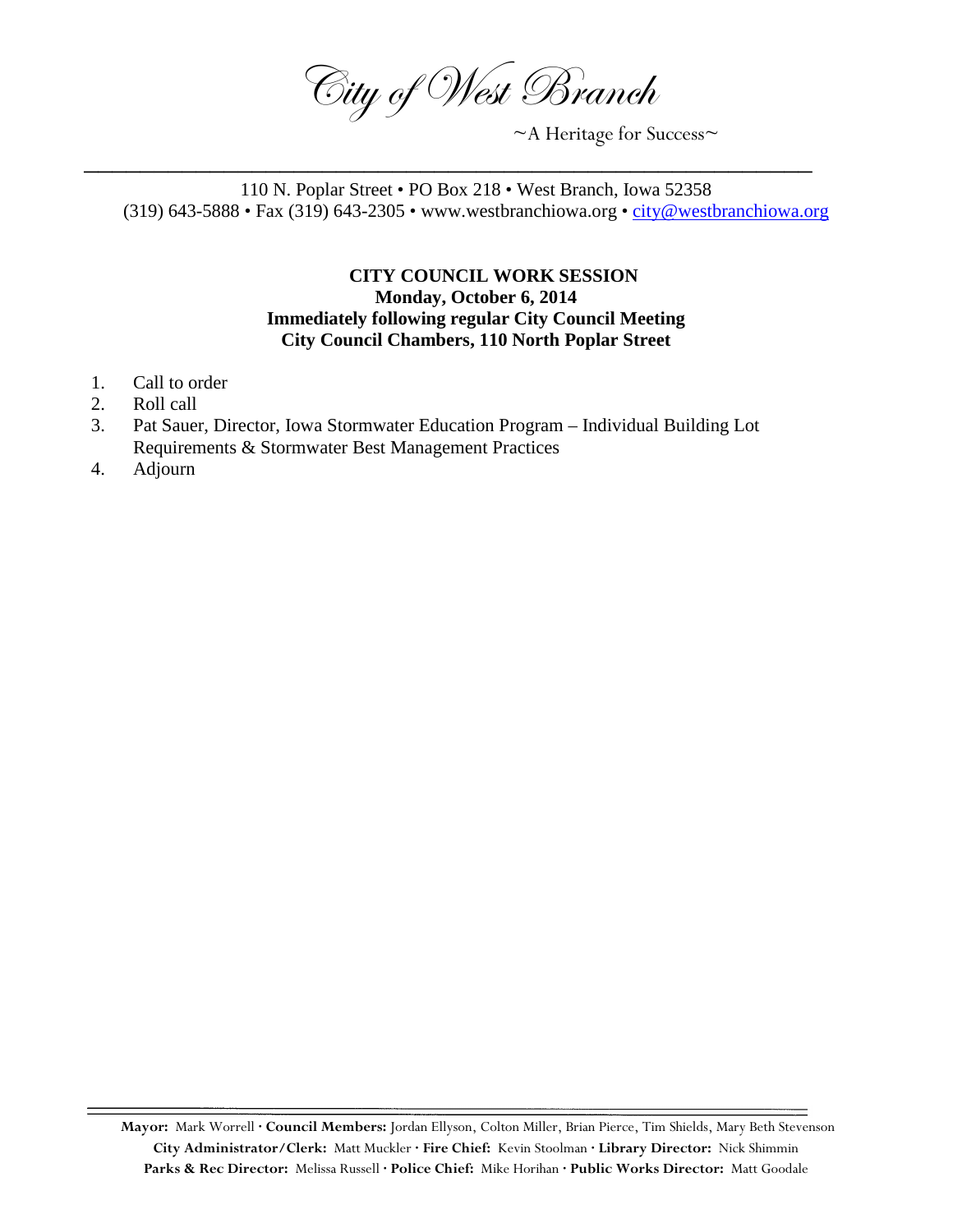# City of West Branch

~A Heritage for Success~

110 N. Poplar Street • PO Box 218 • West Branch, Iowa 52358
(319) 643-5888 • Fax (319) 643-2305 • www.westbranchiowa.org • city@westbranchiowa.org

**CITY COUNCIL WORK SESSION**
**Monday, October 6, 2014**
**Immediately following regular City Council Meeting**
**City Council Chambers, 110 North Poplar Street**

1. Call to order
2. Roll call
3. Pat Sauer, Director, Iowa Stormwater Education Program – Individual Building Lot Requirements & Stormwater Best Management Practices
4. Adjourn

**Mayor:** Mark Worrell · **Council Members:** Jordan Ellyson, Colton Miller, Brian Pierce, Tim Shields, Mary Beth Stevenson
**City Administrator/Clerk:** Matt Muckler · **Fire Chief:** Kevin Stoolman · **Library Director:** Nick Shimmin
**Parks & Rec Director:** Melissa Russell · **Police Chief:** Mike Horihan · **Public Works Director:** Matt Goodale